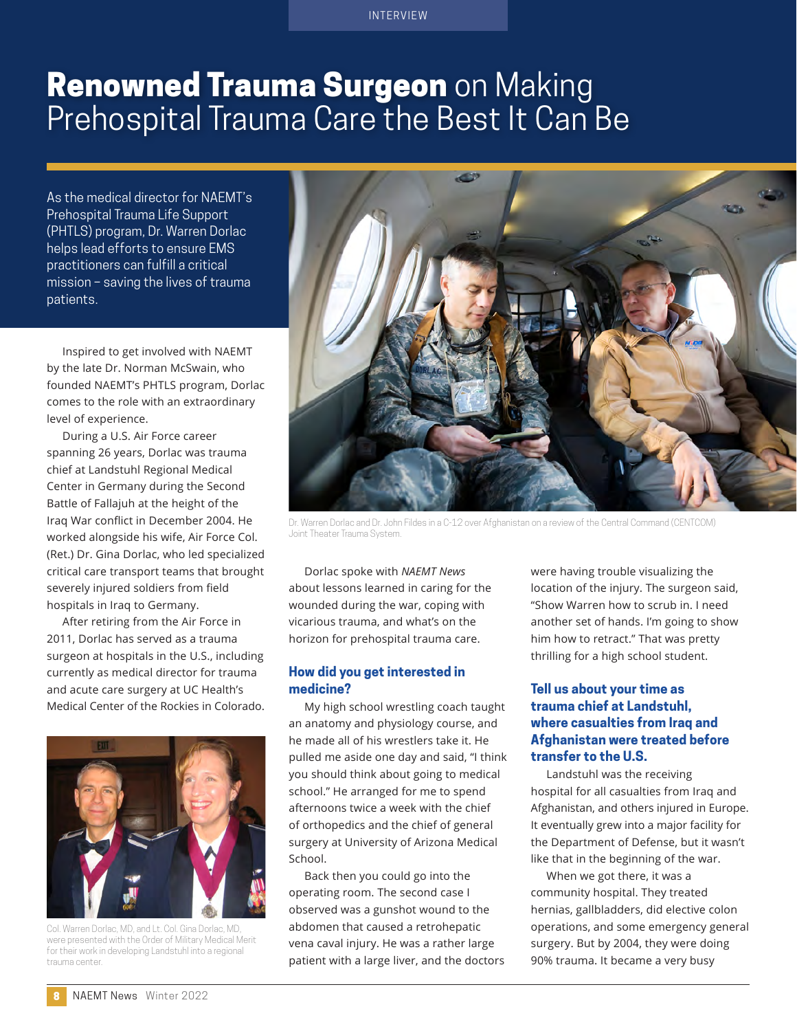INTERVIEW

# **Renowned Trauma Surgeon** on Making Prehospital Trauma Care the Best It Can Be

As the medical director for NAEMT's Prehospital Trauma Life Support (PHTLS) program, Dr. Warren Dorlac helps lead efforts to ensure EMS practitioners can fulfill a critical mission – saving the lives of trauma patients.

Inspired to get involved with NAEMT by the late Dr. Norman McSwain, who founded NAEMT's PHTLS program, Dorlac comes to the role with an extraordinary level of experience.

During a U.S. Air Force career spanning 26 years, Dorlac was trauma chief at Landstuhl Regional Medical Center in Germany during the Second Battle of Fallajuh at the height of the Iraq War conflict in December 2004. He worked alongside his wife, Air Force Col. (Ret.) Dr. Gina Dorlac, who led specialized critical care transport teams that brought severely injured soldiers from field hospitals in Iraq to Germany.

After retiring from the Air Force in 2011, Dorlac has served as a trauma surgeon at hospitals in the U.S., including currently as medical director for trauma and acute care surgery at UC Health's Medical Center of the Rockies in Colorado.

Col. Warren Dorlac, MD, and Lt. Col. Gina Dorlac, MD, were presented with the Order of Military Medical Merit for their work in developing Landstuhl into a regional trauma center.

Dr. Warren Dorlac and Dr. John Fildes in a C-12 over Afghanistan on a review of the Central Command (CENTCOM) Joint Theater Trauma System.

Dorlac spoke with *NAEMT News* about lessons learned in caring for the wounded during the war, coping with vicarious trauma, and what's on the horizon for prehospital trauma care.

## How did you get interested in medicine?

My high school wrestling coach taught an anatomy and physiology course, and he made all of his wrestlers take it. He pulled me aside one day and said, "I think you should think about going to medical school." He arranged for me to spend afternoons twice a week with the chief of orthopedics and the chief of general surgery at University of Arizona Medical School.

Back then you could go into the operating room. The second case I observed was a gunshot wound to the abdomen that caused a retrohepatic vena caval injury. He was a rather large patient with a large liver, and the doctors were having trouble visualizing the location of the injury. The surgeon said, "Show Warren how to scrub in. I need another set of hands. I'm going to show him how to retract." That was pretty thrilling for a high school student.

## Tell us about your time as trauma chief at Landstuhl, where casualties from Iraq and Afghanistan were treated before transfer to the U.S.

Landstuhl was the receiving hospital for all casualties from Iraq and Afghanistan, and others injured in Europe. It eventually grew into a major facility for the Department of Defense, but it wasn't like that in the beginning of the war.

When we got there, it was a community hospital. They treated hernias, gallbladders, did elective colon operations, and some emergency general surgery. But by 2004, they were doing 90% trauma. It became a very busy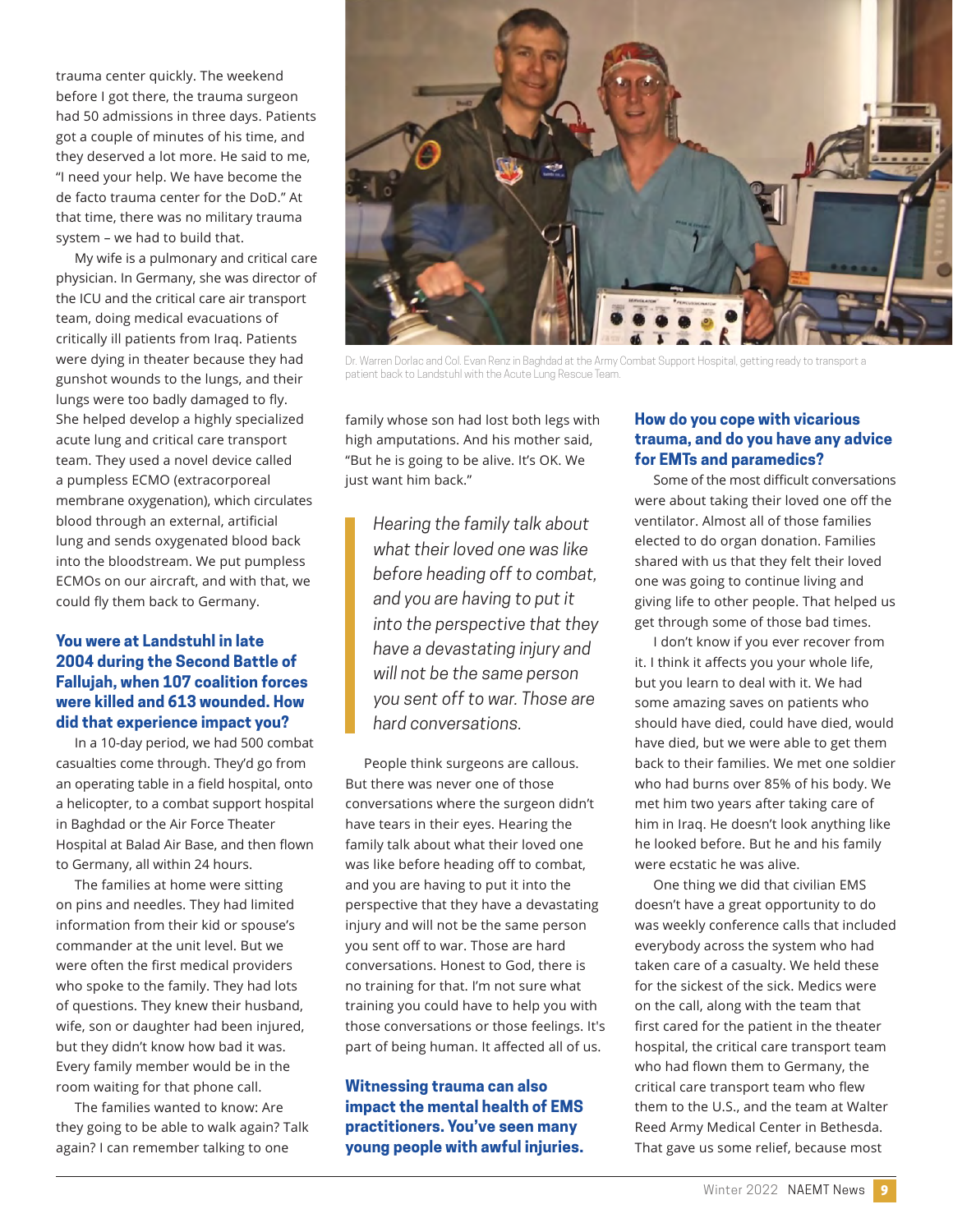trauma center quickly. The weekend before I got there, the trauma surgeon had 50 admissions in three days. Patients got a couple of minutes of his time, and they deserved a lot more. He said to me, "I need your help. We have become the de facto trauma center for the DoD." At that time, there was no military trauma system – we had to build that.

My wife is a pulmonary and critical care physician. In Germany, she was director of the ICU and the critical care air transport team, doing medical evacuations of critically ill patients from Iraq. Patients were dying in theater because they had gunshot wounds to the lungs, and their lungs were too badly damaged to fly. She helped develop a highly specialized acute lung and critical care transport team. They used a novel device called a pumpless ECMO (extracorporeal membrane oxygenation), which circulates blood through an external, artificial lung and sends oxygenated blood back into the bloodstream. We put pumpless ECMOs on our aircraft, and with that, we could fly them back to Germany.

Dr. Warren Dorlac and Col. Evan Renz in Baghdad at the Army Combat Support Hospital, getting ready to transport a patient back to Landstuhl with the Acute Lung Rescue Team.

### You were at Landstuhl in late 2004 during the Second Battle of Fallujah, when 107 coalition forces were killed and 613 wounded. How did that experience impact you?

In a 10-day period, we had 500 combat casualties come through. They'd go from an operating table in a field hospital, onto a helicopter, to a combat support hospital in Baghdad or the Air Force Theater Hospital at Balad Air Base, and then flown to Germany, all within 24 hours.

The families at home were sitting on pins and needles. They had limited information from their kid or spouse's commander at the unit level. But we were often the first medical providers who spoke to the family. They had lots of questions. They knew their husband, wife, son or daughter had been injured, but they didn't know how bad it was. Every family member would be in the room waiting for that phone call.

The families wanted to know: Are they going to be able to walk again? Talk again? I can remember talking to one family whose son had lost both legs with high amputations. And his mother said, "But he is going to be alive. It's OK. We just want him back."

> *Hearing the family talk about what their loved one was like before heading off to combat, and you are having to put it into the perspective that they have a devastating injury and will not be the same person you sent off to war. Those are hard conversations.*

People think surgeons are callous. But there was never one of those conversations where the surgeon didn't have tears in their eyes. Hearing the family talk about what their loved one was like before heading off to combat, and you are having to put it into the perspective that they have a devastating injury and will not be the same person you sent off to war. Those are hard conversations. Honest to God, there is no training for that. I'm not sure what training you could have to help you with those conversations or those feelings. It's part of being human. It affected all of us.

### Witnessing trauma can also impact the mental health of EMS practitioners. You've seen many young people with awful injuries. How do you cope with vicarious trauma, and do you have any advice for EMTs and paramedics?

Some of the most difficult conversations were about taking their loved one off the ventilator. Almost all of those families elected to do organ donation. Families shared with us that they felt their loved one was going to continue living and giving life to other people. That helped us get through some of those bad times.

I don't know if you ever recover from it. I think it affects you your whole life, but you learn to deal with it. We had some amazing saves on patients who should have died, could have died, would have died, but we were able to get them back to their families. We met one soldier who had burns over 85% of his body. We met him two years after taking care of him in Iraq. He doesn't look anything like he looked before. But he and his family were ecstatic he was alive.

One thing we did that civilian EMS doesn't have a great opportunity to do was weekly conference calls that included everybody across the system who had taken care of a casualty. We held these for the sickest of the sick. Medics were on the call, along with the team that first cared for the patient in the theater hospital, the critical care transport team who had flown them to Germany, the critical care transport team who flew them to the U.S., and the team at Walter Reed Army Medical Center in Bethesda. That gave us some relief, because most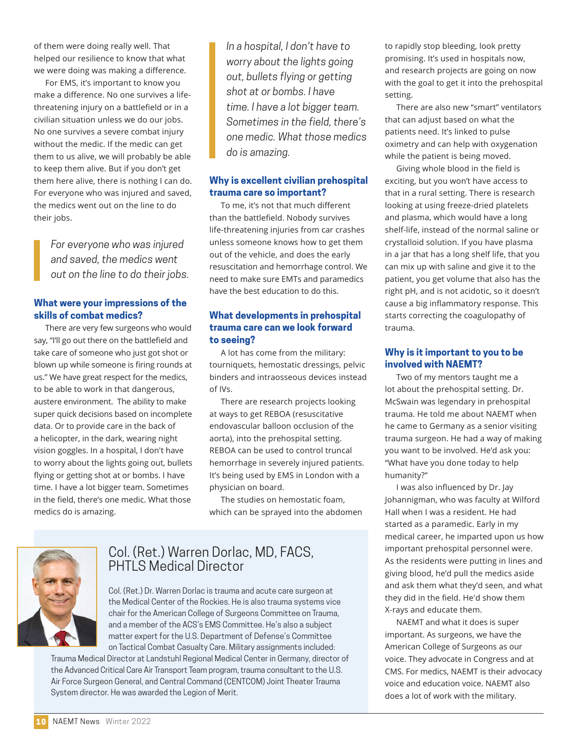of them were doing really well. That helped our resilience to know that what we were doing was making a difference.

For EMS, it's important to know you make a difference. No one survives a life-threatening injury on a battlefield or in a civilian situation unless we do our jobs. No one survives a severe combat injury without the medic. If the medic can get them to us alive, we will probably be able to keep them alive. But if you don't get them here alive, there is nothing I can do. For everyone who was injured and saved, the medics went out on the line to do their jobs.

> *For everyone who was injured and saved, the medics went out on the line to do their jobs.*

### What were your impressions of the skills of combat medics?

There are very few surgeons who would say, "I'll go out there on the battlefield and take care of someone who just got shot or blown up while someone is firing rounds at us." We have great respect for the medics, to be able to work in that dangerous, austere environment. The ability to make super quick decisions based on incomplete data. Or to provide care in the back of a helicopter, in the dark, wearing night vision goggles. In a hospital, I don't have to worry about the lights going out, bullets flying or getting shot at or bombs. I have time. I have a lot bigger team. Sometimes in the field, there's one medic. What those medics do is amazing.

> *In a hospital, I don't have to worry about the lights going out, bullets flying or getting shot at or bombs. I have time. I have a lot bigger team. Sometimes in the field, there's one medic. What those medics do is amazing.*

### Why is excellent civilian prehospital trauma care so important?

To me, it's not that much different than the battlefield. Nobody survives life-threatening injuries from car crashes unless someone knows how to get them out of the vehicle, and does the early resuscitation and hemorrhage control. We need to make sure EMTs and paramedics have the best education to do this.

### What developments in prehospital trauma care can we look forward to seeing?

A lot has come from the military: tourniquets, hemostatic dressings, pelvic binders and intraosseous devices instead of IVs.

There are research projects looking at ways to get REBOA (resuscitative endovascular balloon occlusion of the aorta), into the prehospital setting. REBOA can be used to control truncal hemorrhage in severely injured patients. It's being used by EMS in London with a physician on board.

The studies on hemostatic foam, which can be sprayed into the abdomen to rapidly stop bleeding, look pretty promising. It's used in hospitals now, and research projects are going on now with the goal to get it into the prehospital setting.

There are also new "smart" ventilators that can adjust based on what the patients need. It's linked to pulse oximetry and can help with oxygenation while the patient is being moved.

Giving whole blood in the field is exciting, but you won't have access to that in a rural setting. There is research looking at using freeze-dried platelets and plasma, which would have a long shelf-life, instead of the normal saline or crystalloid solution. If you have plasma in a jar that has a long shelf life, that you can mix up with saline and give it to the patient, you get volume that also has the right pH, and is not acidotic, so it doesn't cause a big inflammatory response. This starts correcting the coagulopathy of trauma.

### Why is it important to you to be involved with NAEMT?

Two of my mentors taught me a lot about the prehospital setting. Dr. McSwain was legendary in prehospital trauma. He told me about NAEMT when he came to Germany as a senior visiting trauma surgeon. He had a way of making you want to be involved. He'd ask you: "What have you done today to help humanity?"

I was also influenced by Dr. Jay Johannigman, who was faculty at Wilford Hall when I was a resident. He had started as a paramedic. Early in my medical career, he imparted upon us how important prehospital personnel were. As the residents were putting in lines and giving blood, he'd pull the medics aside and ask them what they'd seen, and what they did in the field. He'd show them X-rays and educate them.

NAEMT and what it does is super important. As surgeons, we have the American College of Surgeons as our voice. They advocate in Congress and at CMS. For medics, NAEMT is their advocacy voice and education voice. NAEMT also does a lot of work with the military.

## Col. (Ret.) Warren Dorlac, MD, FACS, PHTLS Medical Director

Col. (Ret.) Dr. Warren Dorlac is trauma and acute care surgeon at the Medical Center of the Rockies. He is also trauma systems vice chair for the American College of Surgeons Committee on Trauma, and a member of the ACS's EMS Committee. He's also a subject matter expert for the U.S. Department of Defense's Committee on Tactical Combat Casualty Care. Military assignments included: Trauma Medical Director at Landstuhl Regional Medical Center in Germany, director of the Advanced Critical Care Air Transport Team program, trauma consultant to the U.S. Air Force Surgeon General, and Central Command (CENTCOM) Joint Theater Trauma System director. He was awarded the Legion of Merit.